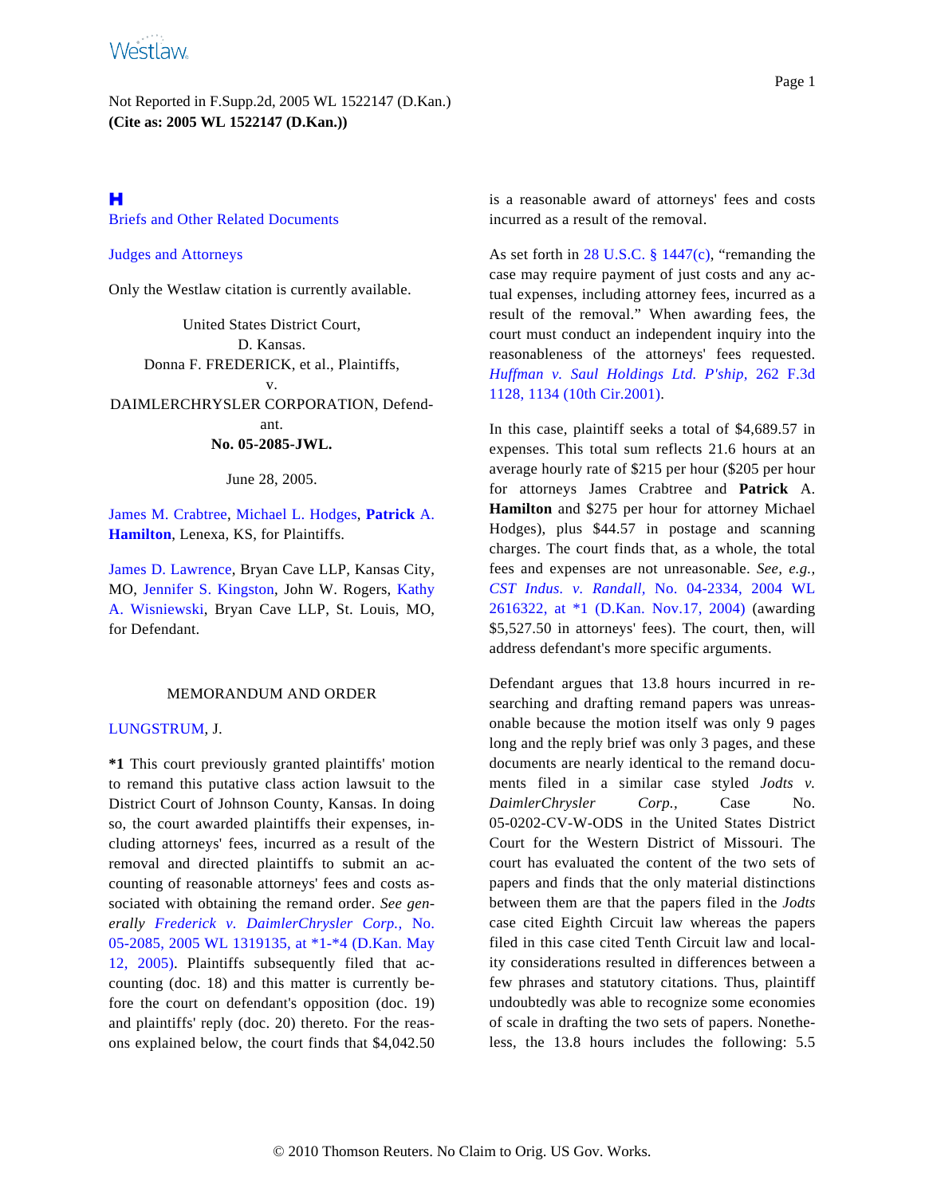Not Reported in F.Supp.2d, 2005 WL 1522147 (D.Kan.)
**(Cite as: 2005 WL 1522147 (D.Kan.))**

Briefs and Other Related Documents

Judges and Attorneys

Only the Westlaw citation is currently available.

United States District Court,
D. Kansas.
Donna F. FREDERICK, et al., Plaintiffs,
v.
DAIMLERCHRYSLER CORPORATION, Defendant.
**No. 05-2085-JWL.**

June 28, 2005.

James M. Crabtree, Michael L. Hodges, **Patrick** A. **Hamilton**, Lenexa, KS, for Plaintiffs.

James D. Lawrence, Bryan Cave LLP, Kansas City, MO, Jennifer S. Kingston, John W. Rogers, Kathy A. Wisniewski, Bryan Cave LLP, St. Louis, MO, for Defendant.

## MEMORANDUM AND ORDER

LUNGSTRUM, J.

**\*1** This court previously granted plaintiffs' motion to remand this putative class action lawsuit to the District Court of Johnson County, Kansas. In doing so, the court awarded plaintiffs their expenses, including attorneys' fees, incurred as a result of the removal and directed plaintiffs to submit an accounting of reasonable attorneys' fees and costs associated with obtaining the remand order. *See generally Frederick v. DaimlerChrysler Corp.,* No. 05-2085, 2005 WL 1319135, at \*1-\*4 (D.Kan. May 12, 2005). Plaintiffs subsequently filed that accounting (doc. 18) and this matter is currently before the court on defendant's opposition (doc. 19) and plaintiffs' reply (doc. 20) thereto. For the reasons explained below, the court finds that $4,042.50 is a reasonable award of attorneys' fees and costs incurred as a result of the removal.

As set forth in 28 U.S.C. § 1447(c), "remanding the case may require payment of just costs and any actual expenses, including attorney fees, incurred as a result of the removal." When awarding fees, the court must conduct an independent inquiry into the reasonableness of the attorneys' fees requested. *Huffman v. Saul Holdings Ltd. P'ship,* 262 F.3d 1128, 1134 (10th Cir.2001).

In this case, plaintiff seeks a total of $4,689.57 in expenses. This total sum reflects 21.6 hours at an average hourly rate of $215 per hour ($205 per hour for attorneys James Crabtree and **Patrick** A. **Hamilton** and $275 per hour for attorney Michael Hodges), plus $44.57 in postage and scanning charges. The court finds that, as a whole, the total fees and expenses are not unreasonable. *See, e.g., CST Indus. v. Randall,* No. 04-2334, 2004 WL 2616322, at \*1 (D.Kan. Nov.17, 2004) (awarding $5,527.50 in attorneys' fees). The court, then, will address defendant's more specific arguments.

Defendant argues that 13.8 hours incurred in researching and drafting remand papers was unreasonable because the motion itself was only 9 pages long and the reply brief was only 3 pages, and these documents are nearly identical to the remand documents filed in a similar case styled *Jodts v. DaimlerChrysler Corp.,* Case No. 05-0202-CV-W-ODS in the United States District Court for the Western District of Missouri. The court has evaluated the content of the two sets of papers and finds that the only material distinctions between them are that the papers filed in the *Jodts* case cited Eighth Circuit law whereas the papers filed in this case cited Tenth Circuit law and locality considerations resulted in differences between a few phrases and statutory citations. Thus, plaintiff undoubtedly was able to recognize some economies of scale in drafting the two sets of papers. Nonetheless, the 13.8 hours includes the following: 5.5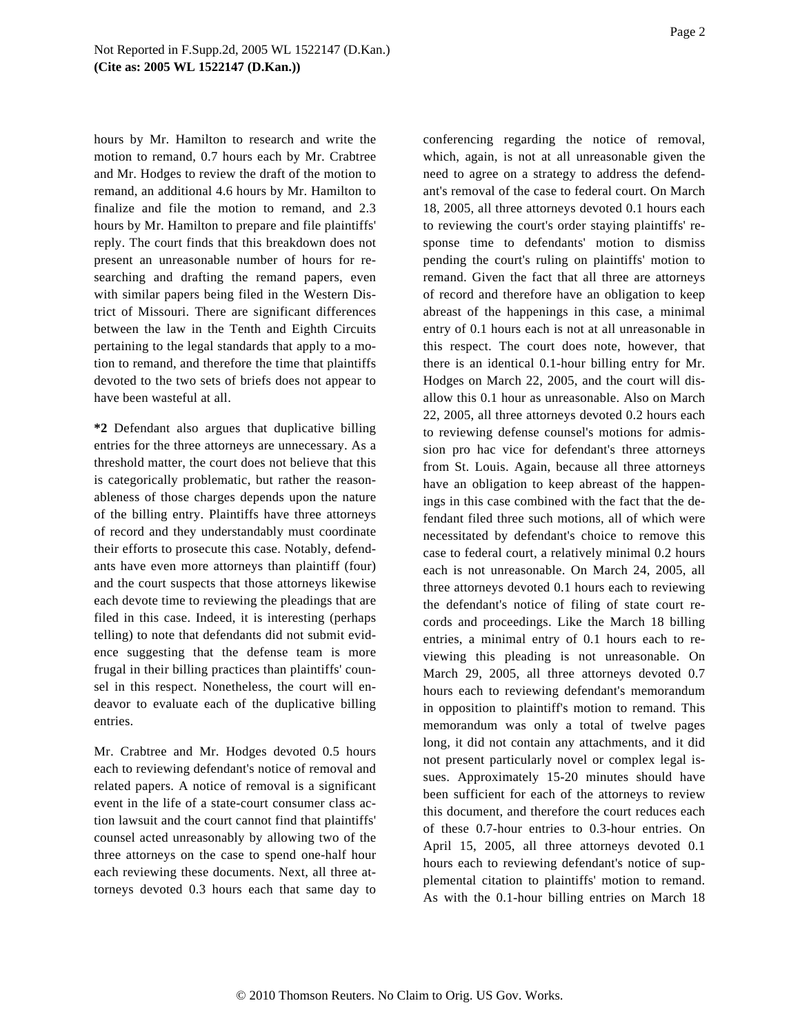hours by Mr. Hamilton to research and write the motion to remand, 0.7 hours each by Mr. Crabtree and Mr. Hodges to review the draft of the motion to remand, an additional 4.6 hours by Mr. Hamilton to finalize and file the motion to remand, and 2.3 hours by Mr. Hamilton to prepare and file plaintiffs' reply. The court finds that this breakdown does not present an unreasonable number of hours for researching and drafting the remand papers, even with similar papers being filed in the Western District of Missouri. There are significant differences between the law in the Tenth and Eighth Circuits pertaining to the legal standards that apply to a motion to remand, and therefore the time that plaintiffs devoted to the two sets of briefs does not appear to have been wasteful at all.

**\*2** Defendant also argues that duplicative billing entries for the three attorneys are unnecessary. As a threshold matter, the court does not believe that this is categorically problematic, but rather the reasonableness of those charges depends upon the nature of the billing entry. Plaintiffs have three attorneys of record and they understandably must coordinate their efforts to prosecute this case. Notably, defendants have even more attorneys than plaintiff (four) and the court suspects that those attorneys likewise each devote time to reviewing the pleadings that are filed in this case. Indeed, it is interesting (perhaps telling) to note that defendants did not submit evidence suggesting that the defense team is more frugal in their billing practices than plaintiffs' counsel in this respect. Nonetheless, the court will endeavor to evaluate each of the duplicative billing entries.

Mr. Crabtree and Mr. Hodges devoted 0.5 hours each to reviewing defendant's notice of removal and related papers. A notice of removal is a significant event in the life of a state-court consumer class action lawsuit and the court cannot find that plaintiffs' counsel acted unreasonably by allowing two of the three attorneys on the case to spend one-half hour each reviewing these documents. Next, all three attorneys devoted 0.3 hours each that same day to conferencing regarding the notice of removal, which, again, is not at all unreasonable given the need to agree on a strategy to address the defendant's removal of the case to federal court. On March 18, 2005, all three attorneys devoted 0.1 hours each to reviewing the court's order staying plaintiffs' response time to defendants' motion to dismiss pending the court's ruling on plaintiffs' motion to remand. Given the fact that all three are attorneys of record and therefore have an obligation to keep abreast of the happenings in this case, a minimal entry of 0.1 hours each is not at all unreasonable in this respect. The court does note, however, that there is an identical 0.1-hour billing entry for Mr. Hodges on March 22, 2005, and the court will disallow this 0.1 hour as unreasonable. Also on March 22, 2005, all three attorneys devoted 0.2 hours each to reviewing defense counsel's motions for admission pro hac vice for defendant's three attorneys from St. Louis. Again, because all three attorneys have an obligation to keep abreast of the happenings in this case combined with the fact that the defendant filed three such motions, all of which were necessitated by defendant's choice to remove this case to federal court, a relatively minimal 0.2 hours each is not unreasonable. On March 24, 2005, all three attorneys devoted 0.1 hours each to reviewing the defendant's notice of filing of state court records and proceedings. Like the March 18 billing entries, a minimal entry of 0.1 hours each to reviewing this pleading is not unreasonable. On March 29, 2005, all three attorneys devoted 0.7 hours each to reviewing defendant's memorandum in opposition to plaintiff's motion to remand. This memorandum was only a total of twelve pages long, it did not contain any attachments, and it did not present particularly novel or complex legal issues. Approximately 15-20 minutes should have been sufficient for each of the attorneys to review this document, and therefore the court reduces each of these 0.7-hour entries to 0.3-hour entries. On April 15, 2005, all three attorneys devoted 0.1 hours each to reviewing defendant's notice of supplemental citation to plaintiffs' motion to remand. As with the 0.1-hour billing entries on March 18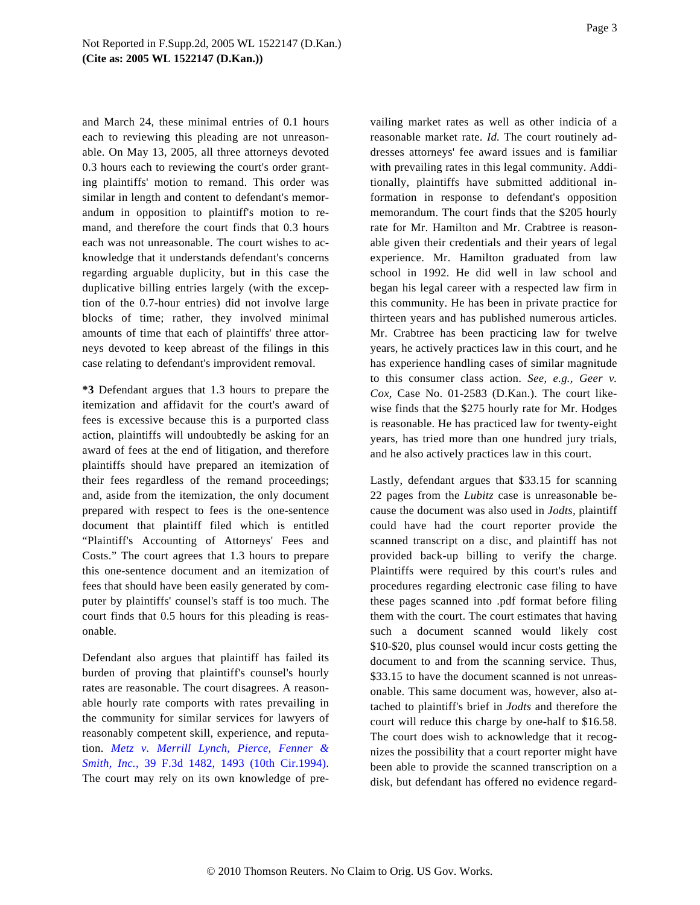and March 24, these minimal entries of 0.1 hours each to reviewing this pleading are not unreasonable. On May 13, 2005, all three attorneys devoted 0.3 hours each to reviewing the court's order granting plaintiffs' motion to remand. This order was similar in length and content to defendant's memorandum in opposition to plaintiff's motion to remand, and therefore the court finds that 0.3 hours each was not unreasonable. The court wishes to acknowledge that it understands defendant's concerns regarding arguable duplicity, but in this case the duplicative billing entries largely (with the exception of the 0.7-hour entries) did not involve large blocks of time; rather, they involved minimal amounts of time that each of plaintiffs' three attorneys devoted to keep abreast of the filings in this case relating to defendant's improvident removal.

**\*3** Defendant argues that 1.3 hours to prepare the itemization and affidavit for the court's award of fees is excessive because this is a purported class action, plaintiffs will undoubtedly be asking for an award of fees at the end of litigation, and therefore plaintiffs should have prepared an itemization of their fees regardless of the remand proceedings; and, aside from the itemization, the only document prepared with respect to fees is the one-sentence document that plaintiff filed which is entitled "Plaintiff's Accounting of Attorneys' Fees and Costs." The court agrees that 1.3 hours to prepare this one-sentence document and an itemization of fees that should have been easily generated by computer by plaintiffs' counsel's staff is too much. The court finds that 0.5 hours for this pleading is reasonable.

Defendant also argues that plaintiff has failed its burden of proving that plaintiff's counsel's hourly rates are reasonable. The court disagrees. A reasonable hourly rate comports with rates prevailing in the community for similar services for lawyers of reasonably competent skill, experience, and reputation. *Metz v. Merrill Lynch, Pierce, Fenner & Smith, Inc.,* 39 F.3d 1482, 1493 (10th Cir.1994). The court may rely on its own knowledge of prevailing market rates as well as other indicia of a reasonable market rate. *Id.* The court routinely addresses attorneys' fee award issues and is familiar with prevailing rates in this legal community. Additionally, plaintiffs have submitted additional information in response to defendant's opposition memorandum. The court finds that the $205 hourly rate for Mr. Hamilton and Mr. Crabtree is reasonable given their credentials and their years of legal experience. Mr. Hamilton graduated from law school in 1992. He did well in law school and began his legal career with a respected law firm in this community. He has been in private practice for thirteen years and has published numerous articles. Mr. Crabtree has been practicing law for twelve years, he actively practices law in this court, and he has experience handling cases of similar magnitude to this consumer class action. *See, e.g., Geer v. Cox,* Case No. 01-2583 (D.Kan.). The court likewise finds that the $275 hourly rate for Mr. Hodges is reasonable. He has practiced law for twenty-eight years, has tried more than one hundred jury trials, and he also actively practices law in this court.

Lastly, defendant argues that $33.15 for scanning 22 pages from the *Lubitz* case is unreasonable because the document was also used in *Jodts,* plaintiff could have had the court reporter provide the scanned transcript on a disc, and plaintiff has not provided back-up billing to verify the charge. Plaintiffs were required by this court's rules and procedures regarding electronic case filing to have these pages scanned into .pdf format before filing them with the court. The court estimates that having such a document scanned would likely cost $10-$20, plus counsel would incur costs getting the document to and from the scanning service. Thus, $33.15 to have the document scanned is not unreasonable. This same document was, however, also attached to plaintiff's brief in *Jodts* and therefore the court will reduce this charge by one-half to $16.58. The court does wish to acknowledge that it recognizes the possibility that a court reporter might have been able to provide the scanned transcription on a disk, but defendant has offered no evidence regard-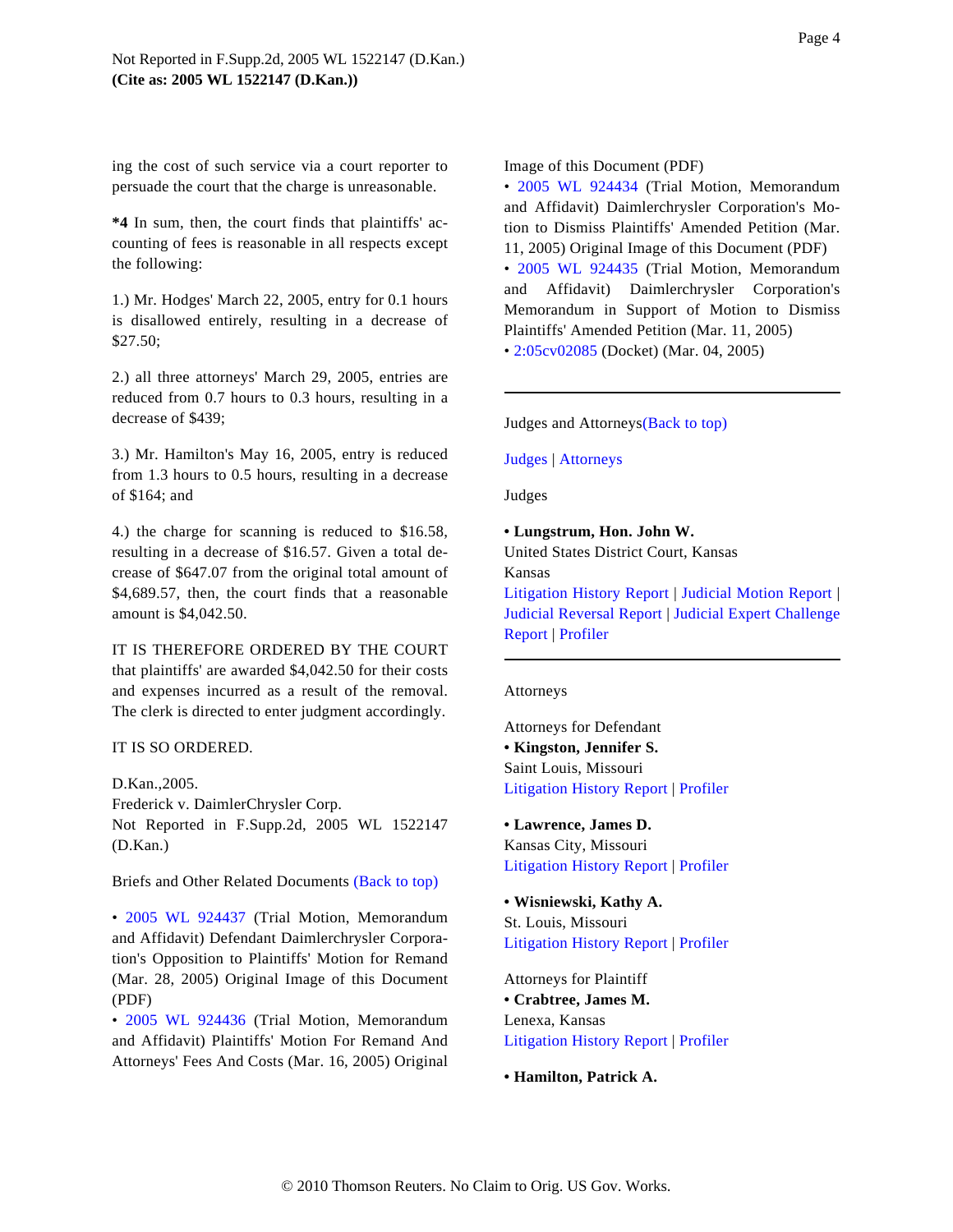ing the cost of such service via a court reporter to persuade the court that the charge is unreasonable.

**\*4** In sum, then, the court finds that plaintiffs' accounting of fees is reasonable in all respects except the following:

1.) Mr. Hodges' March 22, 2005, entry for 0.1 hours is disallowed entirely, resulting in a decrease of $27.50;

2.) all three attorneys' March 29, 2005, entries are reduced from 0.7 hours to 0.3 hours, resulting in a decrease of $439;

3.) Mr. Hamilton's May 16, 2005, entry is reduced from 1.3 hours to 0.5 hours, resulting in a decrease of $164; and

4.) the charge for scanning is reduced to $16.58, resulting in a decrease of $16.57. Given a total decrease of $647.07 from the original total amount of $4,689.57, then, the court finds that a reasonable amount is $4,042.50.

IT IS THEREFORE ORDERED BY THE COURT that plaintiffs' are awarded $4,042.50 for their costs and expenses incurred as a result of the removal. The clerk is directed to enter judgment accordingly.

IT IS SO ORDERED.

D.Kan.,2005.
Frederick v. DaimlerChrysler Corp.
Not Reported in F.Supp.2d, 2005 WL 1522147 (D.Kan.)

Briefs and Other Related Documents (Back to top)

- 2005 WL 924437 (Trial Motion, Memorandum and Affidavit) Defendant Daimlerchrysler Corporation's Opposition to Plaintiffs' Motion for Remand (Mar. 28, 2005) Original Image of this Document (PDF)
- 2005 WL 924436 (Trial Motion, Memorandum and Affidavit) Plaintiffs' Motion For Remand And Attorneys' Fees And Costs (Mar. 16, 2005) Original Image of this Document (PDF)
- 2005 WL 924434 (Trial Motion, Memorandum and Affidavit) Daimlerchrysler Corporation's Motion to Dismiss Plaintiffs' Amended Petition (Mar. 11, 2005) Original Image of this Document (PDF)
- 2005 WL 924435 (Trial Motion, Memorandum and Affidavit) Daimlerchrysler Corporation's Memorandum in Support of Motion to Dismiss Plaintiffs' Amended Petition (Mar. 11, 2005)
- 2:05cv02085 (Docket) (Mar. 04, 2005)

---

Judges and Attorneys(Back to top)

Judges | Attorneys

Judges

- **Lungstrum, Hon. John W.**
United States District Court, Kansas
Kansas
Litigation History Report | Judicial Motion Report | Judicial Reversal Report | Judicial Expert Challenge Report | Profiler

---

Attorneys

Attorneys for Defendant

- **Kingston, Jennifer S.**
Saint Louis, Missouri
Litigation History Report | Profiler

- **Lawrence, James D.**
Kansas City, Missouri
Litigation History Report | Profiler

- **Wisniewski, Kathy A.**
St. Louis, Missouri
Litigation History Report | Profiler

Attorneys for Plaintiff

- **Crabtree, James M.**
Lenexa, Kansas
Litigation History Report | Profiler

- **Hamilton, Patrick A.**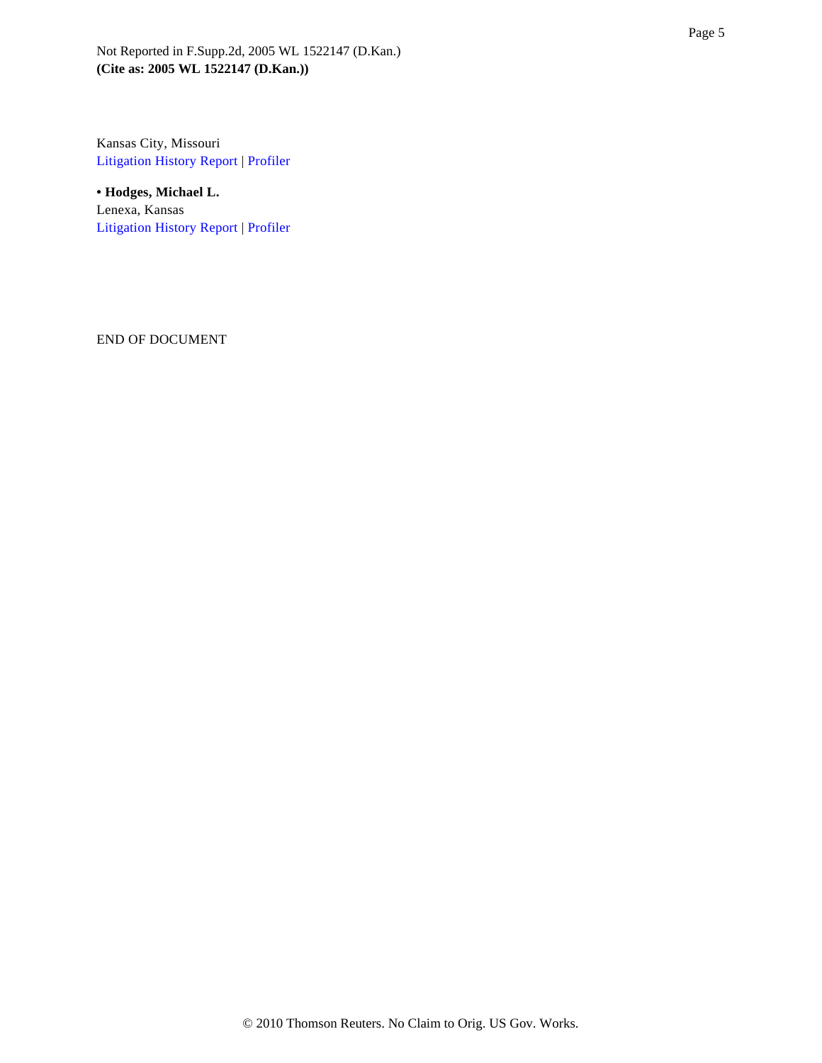Kansas City, Missouri
Litigation History Report | Profiler

• **Hodges, Michael L.**
Lenexa, Kansas
Litigation History Report | Profiler

END OF DOCUMENT